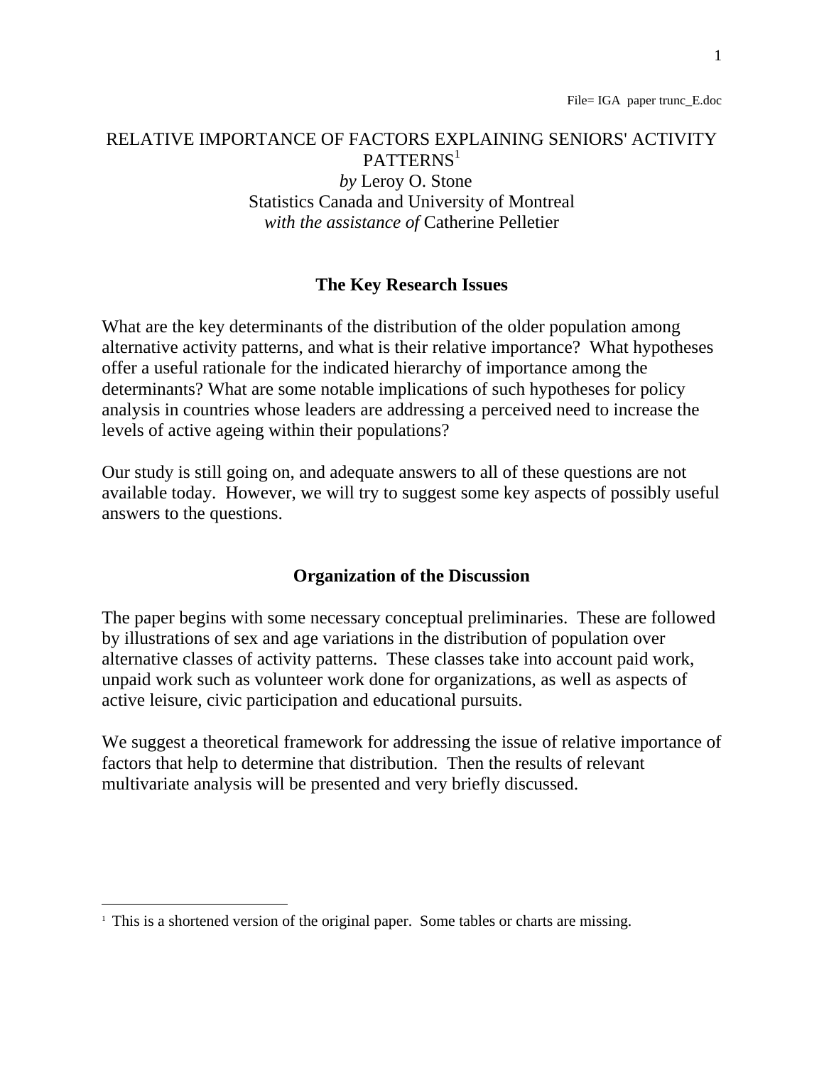File= IGA paper trunc_E.doc

# RELATIVE IMPORTANCE OF FACTORS EXPLAINING SENIORS' ACTIVITY PATTERNS[1]

*by* Leroy O. Stone
Statistics Canada and University of Montreal
*with the assistance of* Catherine Pelletier

## The Key Research Issues

What are the key determinants of the distribution of the older population among alternative activity patterns, and what is their relative importance? What hypotheses offer a useful rationale for the indicated hierarchy of importance among the determinants? What are some notable implications of such hypotheses for policy analysis in countries whose leaders are addressing a perceived need to increase the levels of active ageing within their populations?

Our study is still going on, and adequate answers to all of these questions are not available today. However, we will try to suggest some key aspects of possibly useful answers to the questions.

## Organization of the Discussion

The paper begins with some necessary conceptual preliminaries. These are followed by illustrations of sex and age variations in the distribution of population over alternative classes of activity patterns. These classes take into account paid work, unpaid work such as volunteer work done for organizations, as well as aspects of active leisure, civic participation and educational pursuits.

We suggest a theoretical framework for addressing the issue of relative importance of factors that help to determine that distribution. Then the results of relevant multivariate analysis will be presented and very briefly discussed.

---

[1] This is a shortened version of the original paper. Some tables or charts are missing.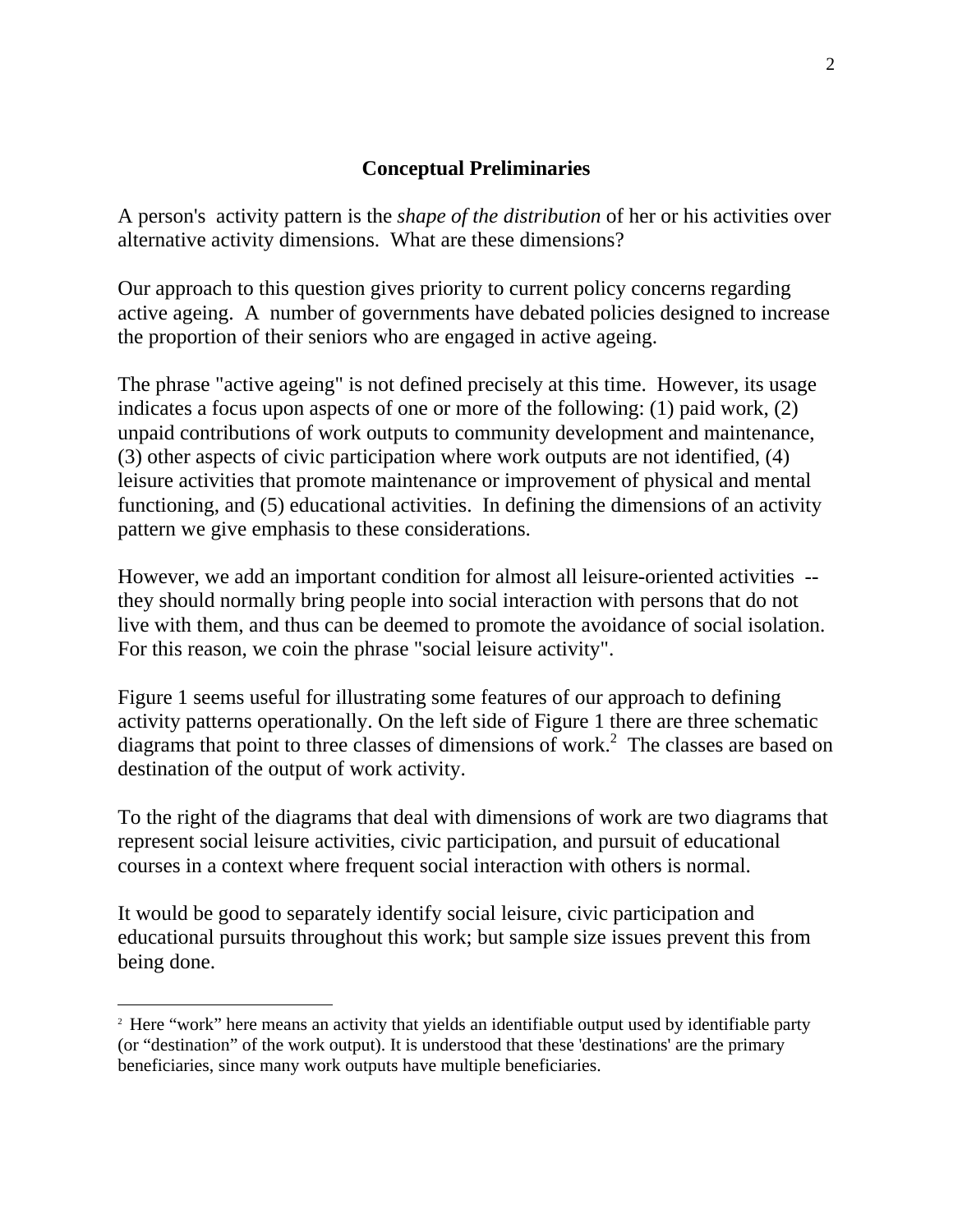## Conceptual Preliminaries

A person's activity pattern is the *shape of the distribution* of her or his activities over alternative activity dimensions. What are these dimensions?

Our approach to this question gives priority to current policy concerns regarding active ageing. A number of governments have debated policies designed to increase the proportion of their seniors who are engaged in active ageing.

The phrase "active ageing" is not defined precisely at this time. However, its usage indicates a focus upon aspects of one or more of the following: (1) paid work, (2) unpaid contributions of work outputs to community development and maintenance, (3) other aspects of civic participation where work outputs are not identified, (4) leisure activities that promote maintenance or improvement of physical and mental functioning, and (5) educational activities. In defining the dimensions of an activity pattern we give emphasis to these considerations.

However, we add an important condition for almost all leisure-oriented activities -- they should normally bring people into social interaction with persons that do not live with them, and thus can be deemed to promote the avoidance of social isolation. For this reason, we coin the phrase "social leisure activity".

Figure 1 seems useful for illustrating some features of our approach to defining activity patterns operationally. On the left side of Figure 1 there are three schematic diagrams that point to three classes of dimensions of work.[2] The classes are based on destination of the output of work activity.

To the right of the diagrams that deal with dimensions of work are two diagrams that represent social leisure activities, civic participation, and pursuit of educational courses in a context where frequent social interaction with others is normal.

It would be good to separately identify social leisure, civic participation and educational pursuits throughout this work; but sample size issues prevent this from being done.

---

[2] Here "work" here means an activity that yields an identifiable output used by identifiable party (or "destination" of the work output). It is understood that these 'destinations' are the primary beneficiaries, since many work outputs have multiple beneficiaries.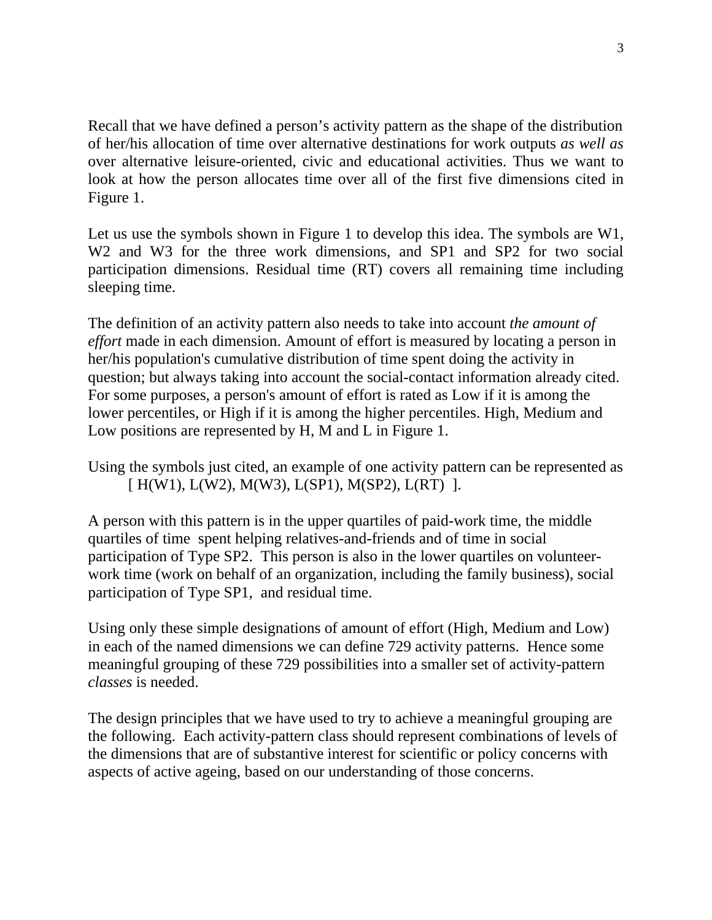Recall that we have defined a person's activity pattern as the shape of the distribution of her/his allocation of time over alternative destinations for work outputs *as well as* over alternative leisure-oriented, civic and educational activities. Thus we want to look at how the person allocates time over all of the first five dimensions cited in Figure 1.

Let us use the symbols shown in Figure 1 to develop this idea. The symbols are W1, W2 and W3 for the three work dimensions, and SP1 and SP2 for two social participation dimensions. Residual time (RT) covers all remaining time including sleeping time.

The definition of an activity pattern also needs to take into account *the amount of effort* made in each dimension. Amount of effort is measured by locating a person in her/his population's cumulative distribution of time spent doing the activity in question; but always taking into account the social-contact information already cited. For some purposes, a person's amount of effort is rated as Low if it is among the lower percentiles, or High if it is among the higher percentiles. High, Medium and Low positions are represented by H, M and L in Figure 1.

Using the symbols just cited, an example of one activity pattern can be represented as
[ H(W1), L(W2), M(W3), L(SP1), M(SP2), L(RT) ].

A person with this pattern is in the upper quartiles of paid-work time, the middle quartiles of time spent helping relatives-and-friends and of time in social participation of Type SP2. This person is also in the lower quartiles on volunteer-work time (work on behalf of an organization, including the family business), social participation of Type SP1, and residual time.

Using only these simple designations of amount of effort (High, Medium and Low) in each of the named dimensions we can define 729 activity patterns. Hence some meaningful grouping of these 729 possibilities into a smaller set of activity-pattern *classes* is needed.

The design principles that we have used to try to achieve a meaningful grouping are the following. Each activity-pattern class should represent combinations of levels of the dimensions that are of substantive interest for scientific or policy concerns with aspects of active ageing, based on our understanding of those concerns.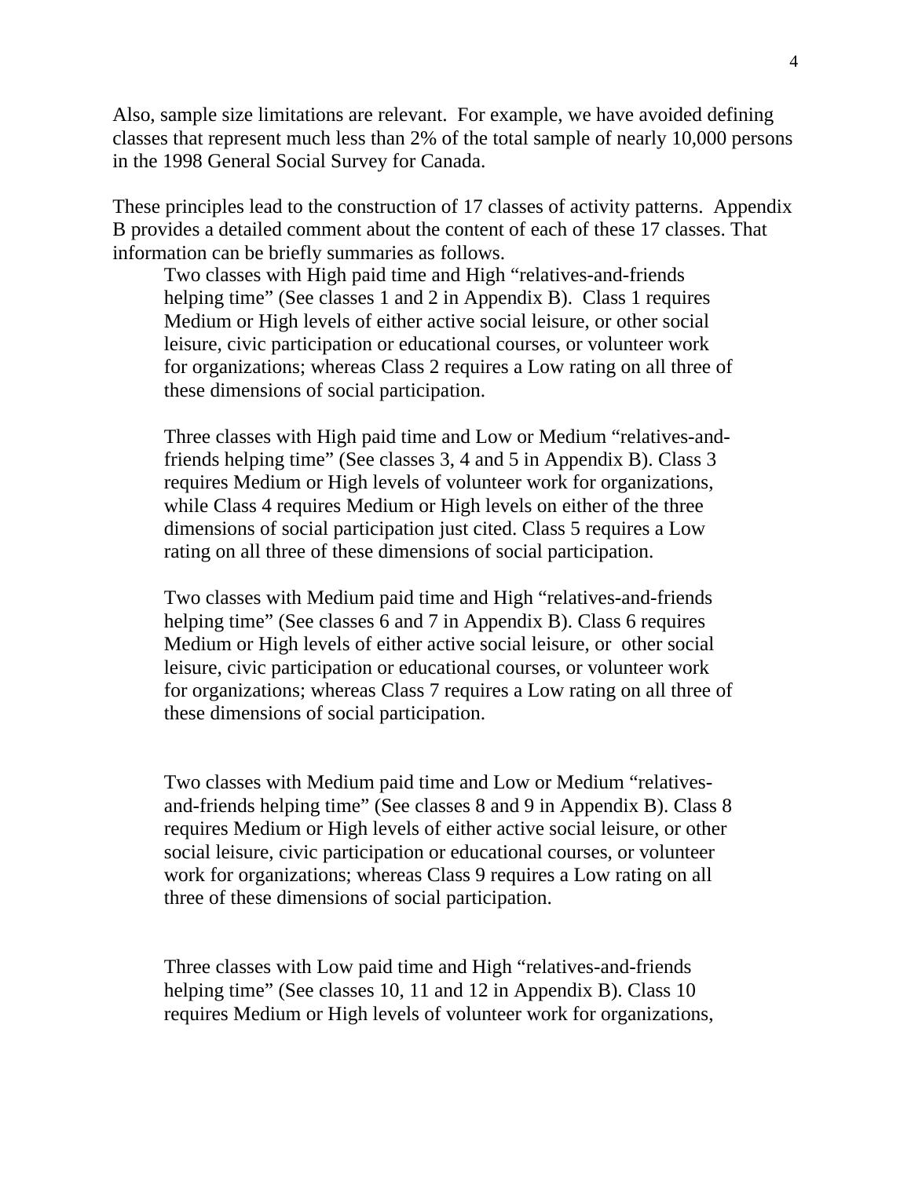Also, sample size limitations are relevant. For example, we have avoided defining classes that represent much less than 2% of the total sample of nearly 10,000 persons in the 1998 General Social Survey for Canada.

These principles lead to the construction of 17 classes of activity patterns. Appendix B provides a detailed comment about the content of each of these 17 classes. That information can be briefly summaries as follows.

> Two classes with High paid time and High "relatives-and-friends helping time" (See classes 1 and 2 in Appendix B). Class 1 requires Medium or High levels of either active social leisure, or other social leisure, civic participation or educational courses, or volunteer work for organizations; whereas Class 2 requires a Low rating on all three of these dimensions of social participation.
>
> Three classes with High paid time and Low or Medium "relatives-and-friends helping time" (See classes 3, 4 and 5 in Appendix B). Class 3 requires Medium or High levels of volunteer work for organizations, while Class 4 requires Medium or High levels on either of the three dimensions of social participation just cited. Class 5 requires a Low rating on all three of these dimensions of social participation.
>
> Two classes with Medium paid time and High "relatives-and-friends helping time" (See classes 6 and 7 in Appendix B). Class 6 requires Medium or High levels of either active social leisure, or other social leisure, civic participation or educational courses, or volunteer work for organizations; whereas Class 7 requires a Low rating on all three of these dimensions of social participation.
>
> Two classes with Medium paid time and Low or Medium "relatives-and-friends helping time" (See classes 8 and 9 in Appendix B). Class 8 requires Medium or High levels of either active social leisure, or other social leisure, civic participation or educational courses, or volunteer work for organizations; whereas Class 9 requires a Low rating on all three of these dimensions of social participation.
>
> Three classes with Low paid time and High "relatives-and-friends helping time" (See classes 10, 11 and 12 in Appendix B). Class 10 requires Medium or High levels of volunteer work for organizations,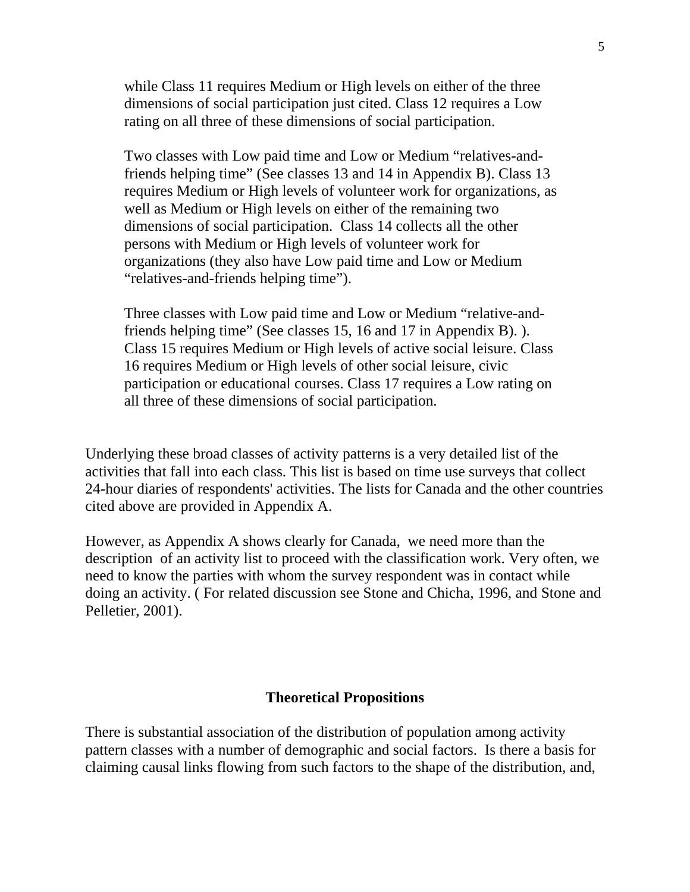while Class 11 requires Medium or High levels on either of the three dimensions of social participation just cited. Class 12 requires a Low rating on all three of these dimensions of social participation.

Two classes with Low paid time and Low or Medium "relatives-and-friends helping time" (See classes 13 and 14 in Appendix B). Class 13 requires Medium or High levels of volunteer work for organizations, as well as Medium or High levels on either of the remaining two dimensions of social participation. Class 14 collects all the other persons with Medium or High levels of volunteer work for organizations (they also have Low paid time and Low or Medium "relatives-and-friends helping time").

Three classes with Low paid time and Low or Medium "relative-and-friends helping time" (See classes 15, 16 and 17 in Appendix B). ). Class 15 requires Medium or High levels of active social leisure. Class 16 requires Medium or High levels of other social leisure, civic participation or educational courses. Class 17 requires a Low rating on all three of these dimensions of social participation.

Underlying these broad classes of activity patterns is a very detailed list of the activities that fall into each class. This list is based on time use surveys that collect 24-hour diaries of respondents' activities. The lists for Canada and the other countries cited above are provided in Appendix A.

However, as Appendix A shows clearly for Canada, we need more than the description of an activity list to proceed with the classification work. Very often, we need to know the parties with whom the survey respondent was in contact while doing an activity. ( For related discussion see Stone and Chicha, 1996, and Stone and Pelletier, 2001).

## Theoretical Propositions

There is substantial association of the distribution of population among activity pattern classes with a number of demographic and social factors. Is there a basis for claiming causal links flowing from such factors to the shape of the distribution, and,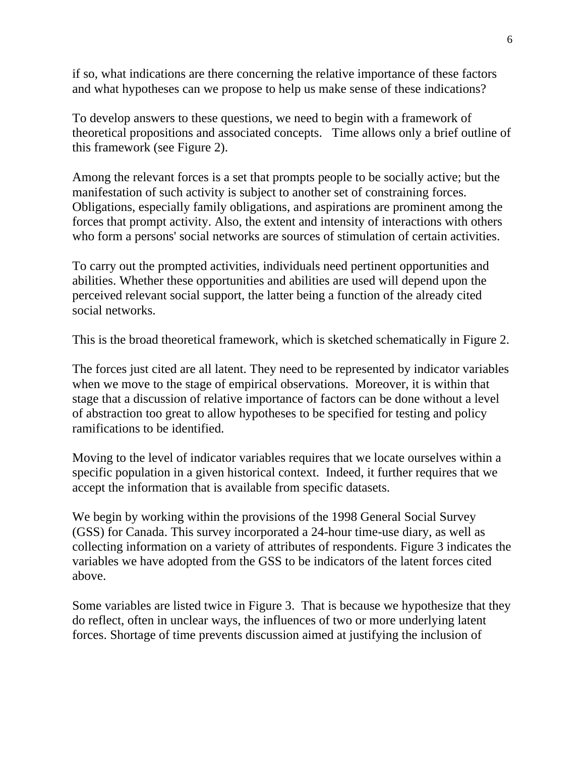if so, what indications are there concerning the relative importance of these factors and what hypotheses can we propose to help us make sense of these indications?

To develop answers to these questions, we need to begin with a framework of theoretical propositions and associated concepts. Time allows only a brief outline of this framework (see Figure 2).

Among the relevant forces is a set that prompts people to be socially active; but the manifestation of such activity is subject to another set of constraining forces. Obligations, especially family obligations, and aspirations are prominent among the forces that prompt activity. Also, the extent and intensity of interactions with others who form a persons' social networks are sources of stimulation of certain activities.

To carry out the prompted activities, individuals need pertinent opportunities and abilities. Whether these opportunities and abilities are used will depend upon the perceived relevant social support, the latter being a function of the already cited social networks.

This is the broad theoretical framework, which is sketched schematically in Figure 2.

The forces just cited are all latent. They need to be represented by indicator variables when we move to the stage of empirical observations. Moreover, it is within that stage that a discussion of relative importance of factors can be done without a level of abstraction too great to allow hypotheses to be specified for testing and policy ramifications to be identified.

Moving to the level of indicator variables requires that we locate ourselves within a specific population in a given historical context. Indeed, it further requires that we accept the information that is available from specific datasets.

We begin by working within the provisions of the 1998 General Social Survey (GSS) for Canada. This survey incorporated a 24-hour time-use diary, as well as collecting information on a variety of attributes of respondents. Figure 3 indicates the variables we have adopted from the GSS to be indicators of the latent forces cited above.

Some variables are listed twice in Figure 3. That is because we hypothesize that they do reflect, often in unclear ways, the influences of two or more underlying latent forces. Shortage of time prevents discussion aimed at justifying the inclusion of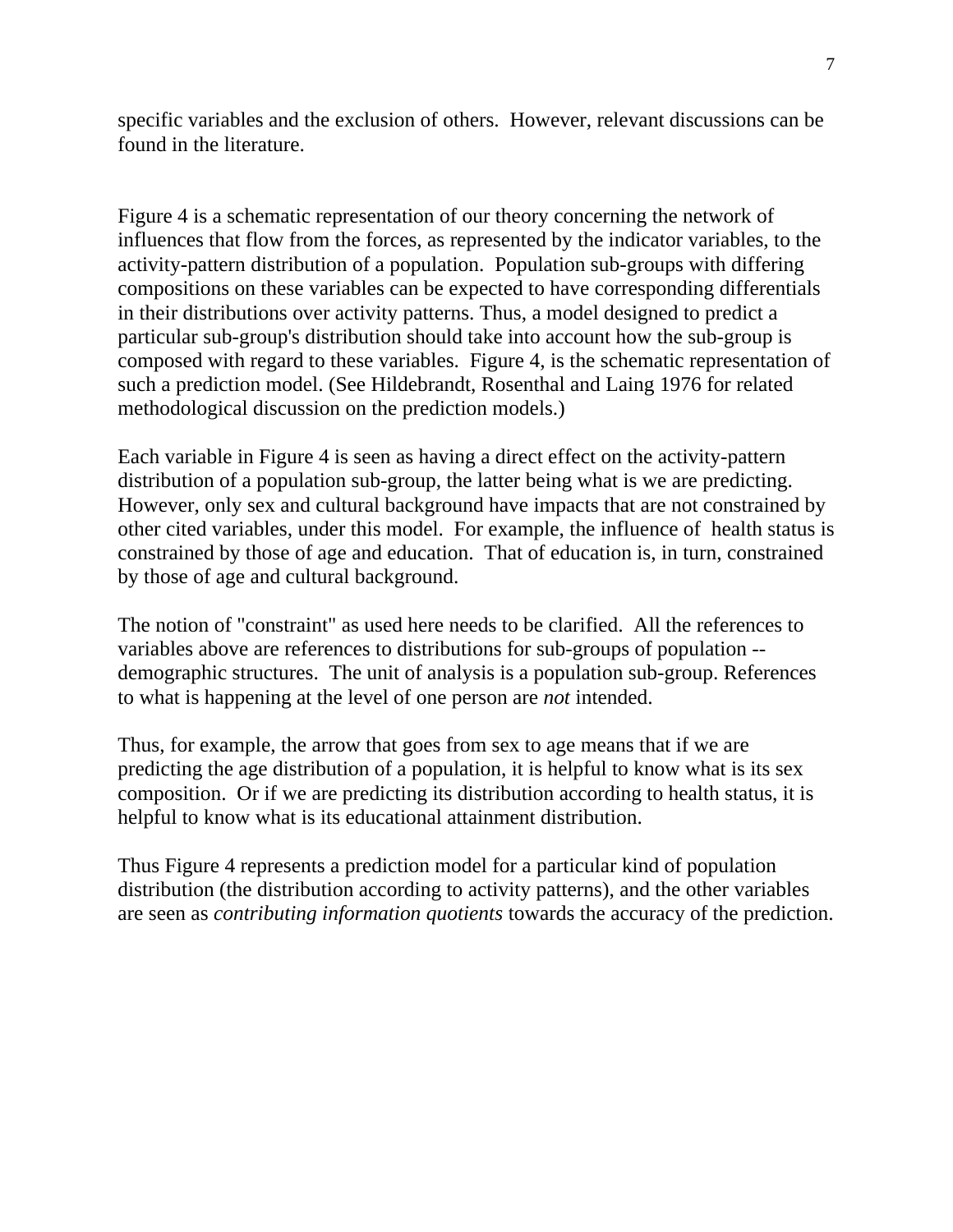specific variables and the exclusion of others. However, relevant discussions can be found in the literature.

Figure 4 is a schematic representation of our theory concerning the network of influences that flow from the forces, as represented by the indicator variables, to the activity-pattern distribution of a population. Population sub-groups with differing compositions on these variables can be expected to have corresponding differentials in their distributions over activity patterns. Thus, a model designed to predict a particular sub-group's distribution should take into account how the sub-group is composed with regard to these variables. Figure 4, is the schematic representation of such a prediction model. (See Hildebrandt, Rosenthal and Laing 1976 for related methodological discussion on the prediction models.)

Each variable in Figure 4 is seen as having a direct effect on the activity-pattern distribution of a population sub-group, the latter being what is we are predicting. However, only sex and cultural background have impacts that are not constrained by other cited variables, under this model. For example, the influence of health status is constrained by those of age and education. That of education is, in turn, constrained by those of age and cultural background.

The notion of "constraint" as used here needs to be clarified. All the references to variables above are references to distributions for sub-groups of population -- demographic structures. The unit of analysis is a population sub-group. References to what is happening at the level of one person are *not* intended.

Thus, for example, the arrow that goes from sex to age means that if we are predicting the age distribution of a population, it is helpful to know what is its sex composition. Or if we are predicting its distribution according to health status, it is helpful to know what is its educational attainment distribution.

Thus Figure 4 represents a prediction model for a particular kind of population distribution (the distribution according to activity patterns), and the other variables are seen as *contributing information quotients* towards the accuracy of the prediction.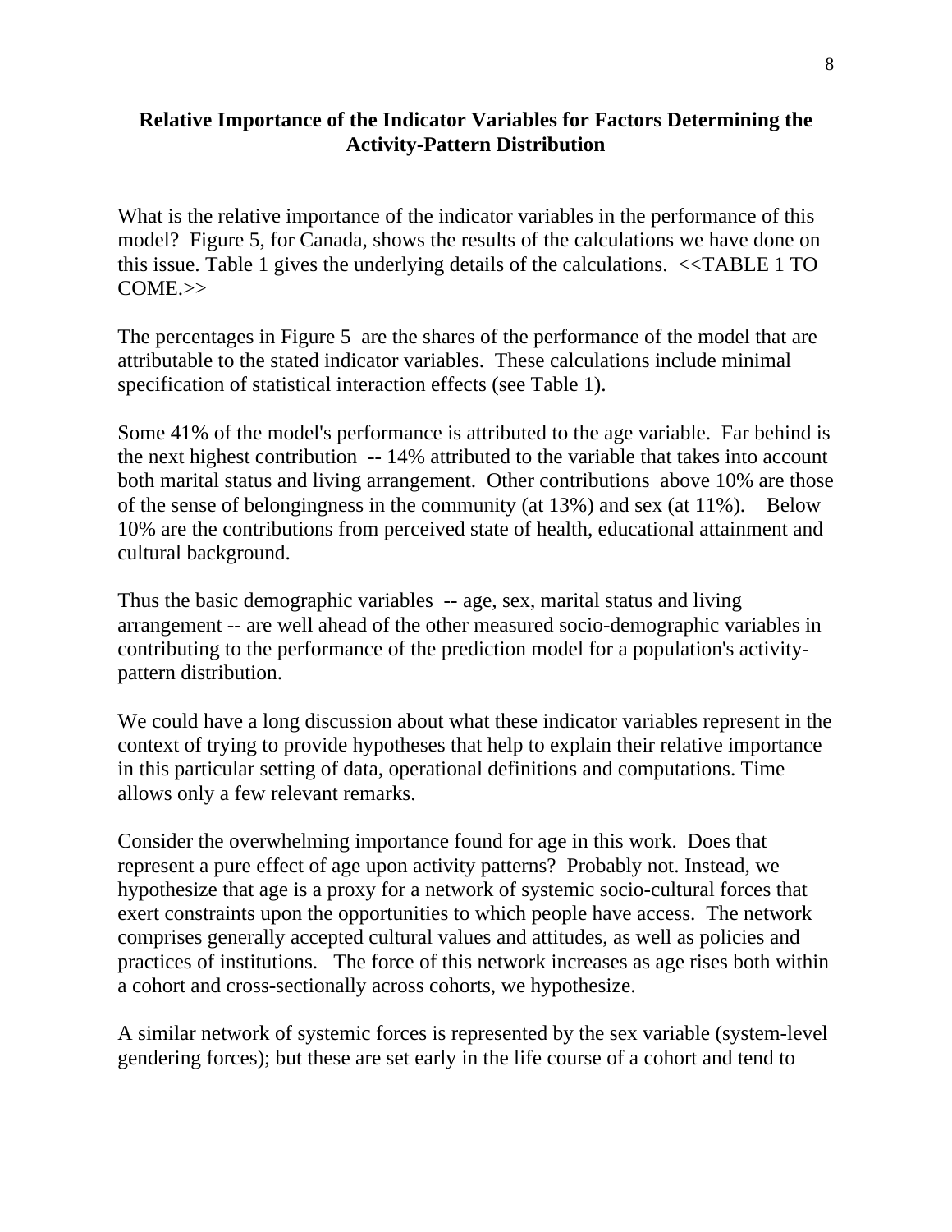## Relative Importance of the Indicator Variables for Factors Determining the Activity-Pattern Distribution

What is the relative importance of the indicator variables in the performance of this model? Figure 5, for Canada, shows the results of the calculations we have done on this issue. Table 1 gives the underlying details of the calculations. <<TABLE 1 TO COME.>>

The percentages in Figure 5 are the shares of the performance of the model that are attributable to the stated indicator variables. These calculations include minimal specification of statistical interaction effects (see Table 1).

Some 41% of the model's performance is attributed to the age variable. Far behind is the next highest contribution -- 14% attributed to the variable that takes into account both marital status and living arrangement. Other contributions above 10% are those of the sense of belongingness in the community (at 13%) and sex (at 11%). Below 10% are the contributions from perceived state of health, educational attainment and cultural background.

Thus the basic demographic variables -- age, sex, marital status and living arrangement -- are well ahead of the other measured socio-demographic variables in contributing to the performance of the prediction model for a population's activity-pattern distribution.

We could have a long discussion about what these indicator variables represent in the context of trying to provide hypotheses that help to explain their relative importance in this particular setting of data, operational definitions and computations. Time allows only a few relevant remarks.

Consider the overwhelming importance found for age in this work. Does that represent a pure effect of age upon activity patterns? Probably not. Instead, we hypothesize that age is a proxy for a network of systemic socio-cultural forces that exert constraints upon the opportunities to which people have access. The network comprises generally accepted cultural values and attitudes, as well as policies and practices of institutions. The force of this network increases as age rises both within a cohort and cross-sectionally across cohorts, we hypothesize.

A similar network of systemic forces is represented by the sex variable (system-level gendering forces); but these are set early in the life course of a cohort and tend to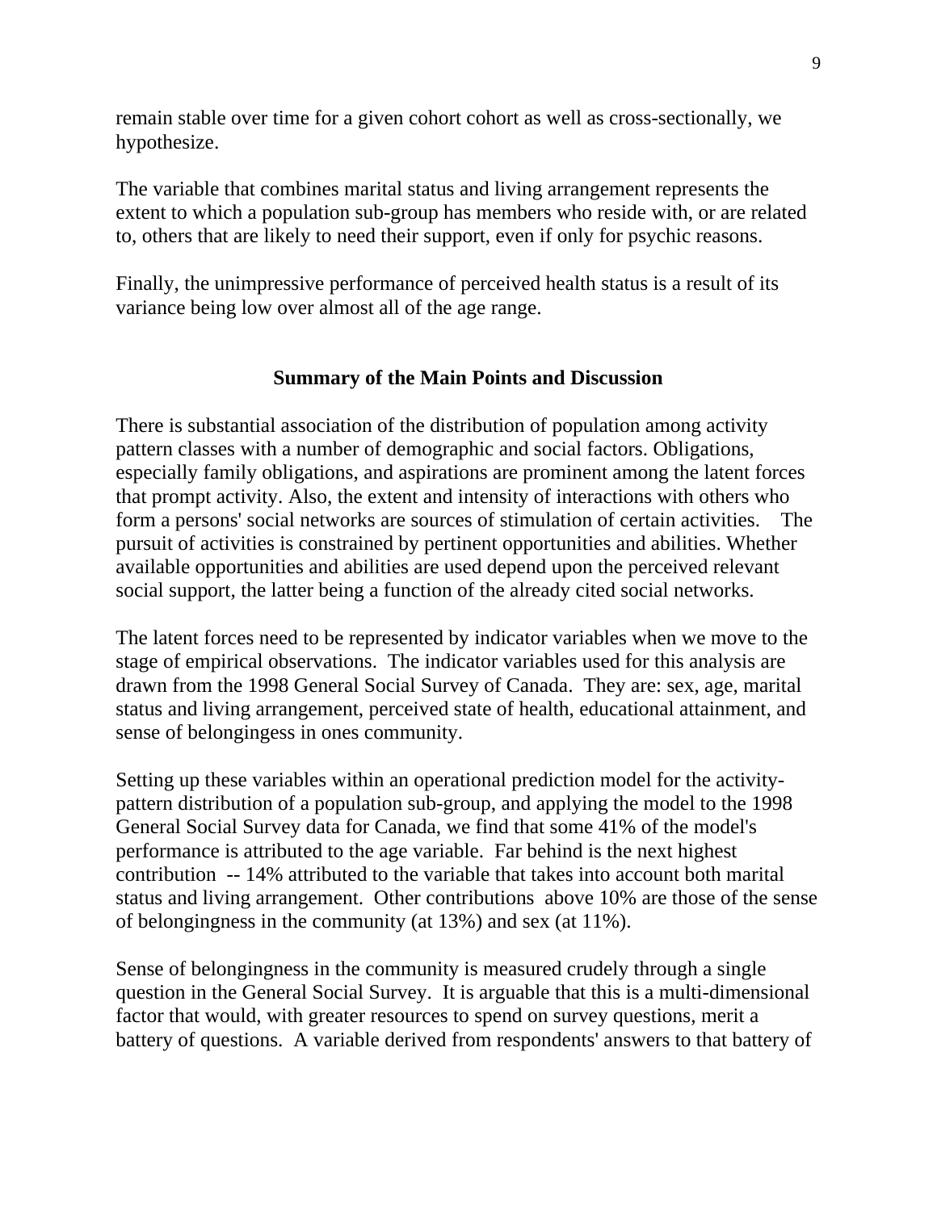remain stable over time for a given cohort cohort as well as cross-sectionally, we hypothesize.

The variable that combines marital status and living arrangement represents the extent to which a population sub-group has members who reside with, or are related to, others that are likely to need their support, even if only for psychic reasons.

Finally, the unimpressive performance of perceived health status is a result of its variance being low over almost all of the age range.

## Summary of the Main Points and Discussion

There is substantial association of the distribution of population among activity pattern classes with a number of demographic and social factors. Obligations, especially family obligations, and aspirations are prominent among the latent forces that prompt activity. Also, the extent and intensity of interactions with others who form a persons' social networks are sources of stimulation of certain activities. The pursuit of activities is constrained by pertinent opportunities and abilities. Whether available opportunities and abilities are used depend upon the perceived relevant social support, the latter being a function of the already cited social networks.

The latent forces need to be represented by indicator variables when we move to the stage of empirical observations. The indicator variables used for this analysis are drawn from the 1998 General Social Survey of Canada. They are: sex, age, marital status and living arrangement, perceived state of health, educational attainment, and sense of belongingess in ones community.

Setting up these variables within an operational prediction model for the activity-pattern distribution of a population sub-group, and applying the model to the 1998 General Social Survey data for Canada, we find that some 41% of the model's performance is attributed to the age variable. Far behind is the next highest contribution -- 14% attributed to the variable that takes into account both marital status and living arrangement. Other contributions above 10% are those of the sense of belongingness in the community (at 13%) and sex (at 11%).

Sense of belongingness in the community is measured crudely through a single question in the General Social Survey. It is arguable that this is a multi-dimensional factor that would, with greater resources to spend on survey questions, merit a battery of questions. A variable derived from respondents' answers to that battery of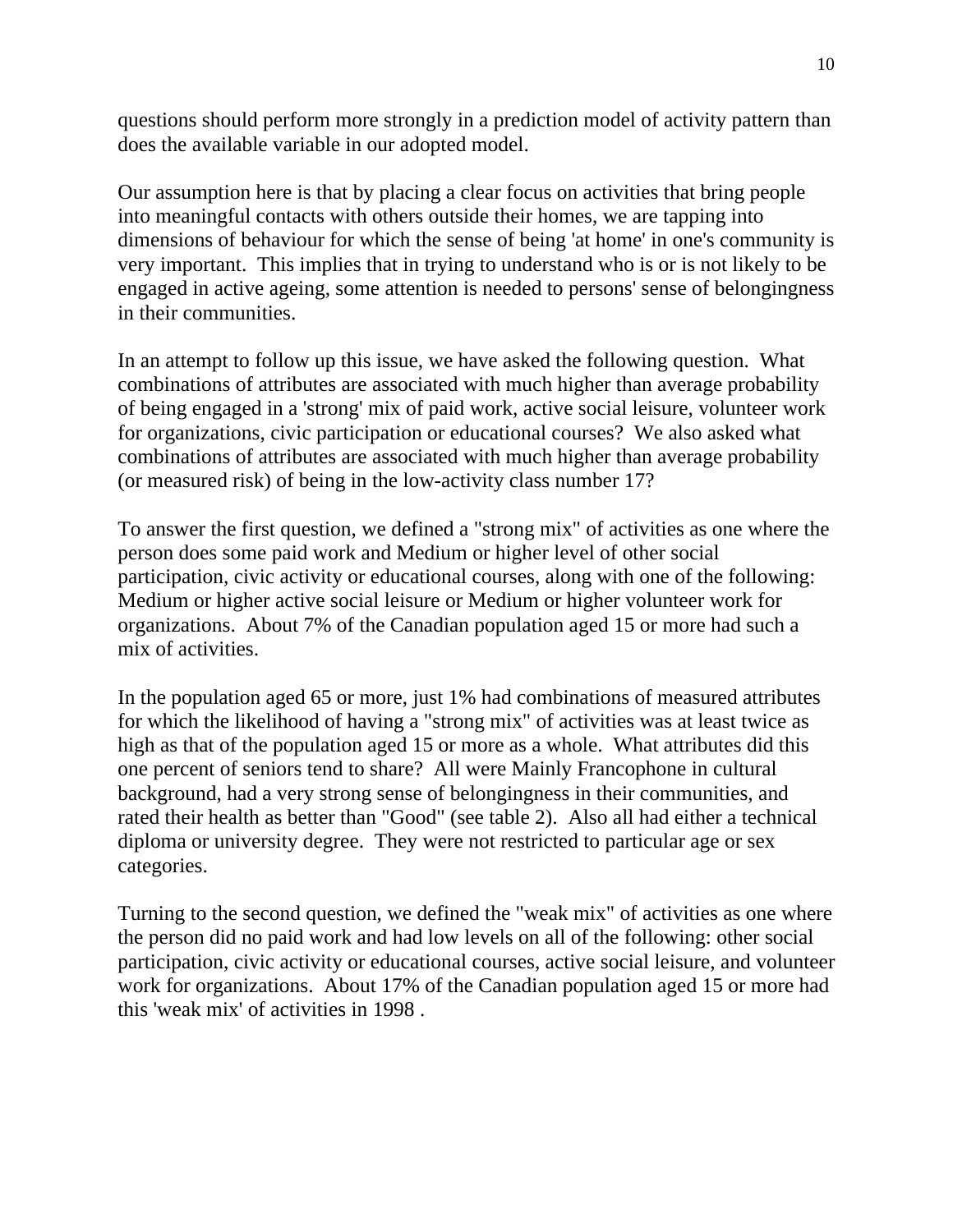questions should perform more strongly in a prediction model of activity pattern than does the available variable in our adopted model.

Our assumption here is that by placing a clear focus on activities that bring people into meaningful contacts with others outside their homes, we are tapping into dimensions of behaviour for which the sense of being 'at home' in one's community is very important. This implies that in trying to understand who is or is not likely to be engaged in active ageing, some attention is needed to persons' sense of belongingness in their communities.

In an attempt to follow up this issue, we have asked the following question. What combinations of attributes are associated with much higher than average probability of being engaged in a 'strong' mix of paid work, active social leisure, volunteer work for organizations, civic participation or educational courses? We also asked what combinations of attributes are associated with much higher than average probability (or measured risk) of being in the low-activity class number 17?

To answer the first question, we defined a "strong mix" of activities as one where the person does some paid work and Medium or higher level of other social participation, civic activity or educational courses, along with one of the following: Medium or higher active social leisure or Medium or higher volunteer work for organizations. About 7% of the Canadian population aged 15 or more had such a mix of activities.

In the population aged 65 or more, just 1% had combinations of measured attributes for which the likelihood of having a "strong mix" of activities was at least twice as high as that of the population aged 15 or more as a whole. What attributes did this one percent of seniors tend to share? All were Mainly Francophone in cultural background, had a very strong sense of belongingness in their communities, and rated their health as better than "Good" (see table 2). Also all had either a technical diploma or university degree. They were not restricted to particular age or sex categories.

Turning to the second question, we defined the "weak mix" of activities as one where the person did no paid work and had low levels on all of the following: other social participation, civic activity or educational courses, active social leisure, and volunteer work for organizations. About 17% of the Canadian population aged 15 or more had this 'weak mix' of activities in 1998 .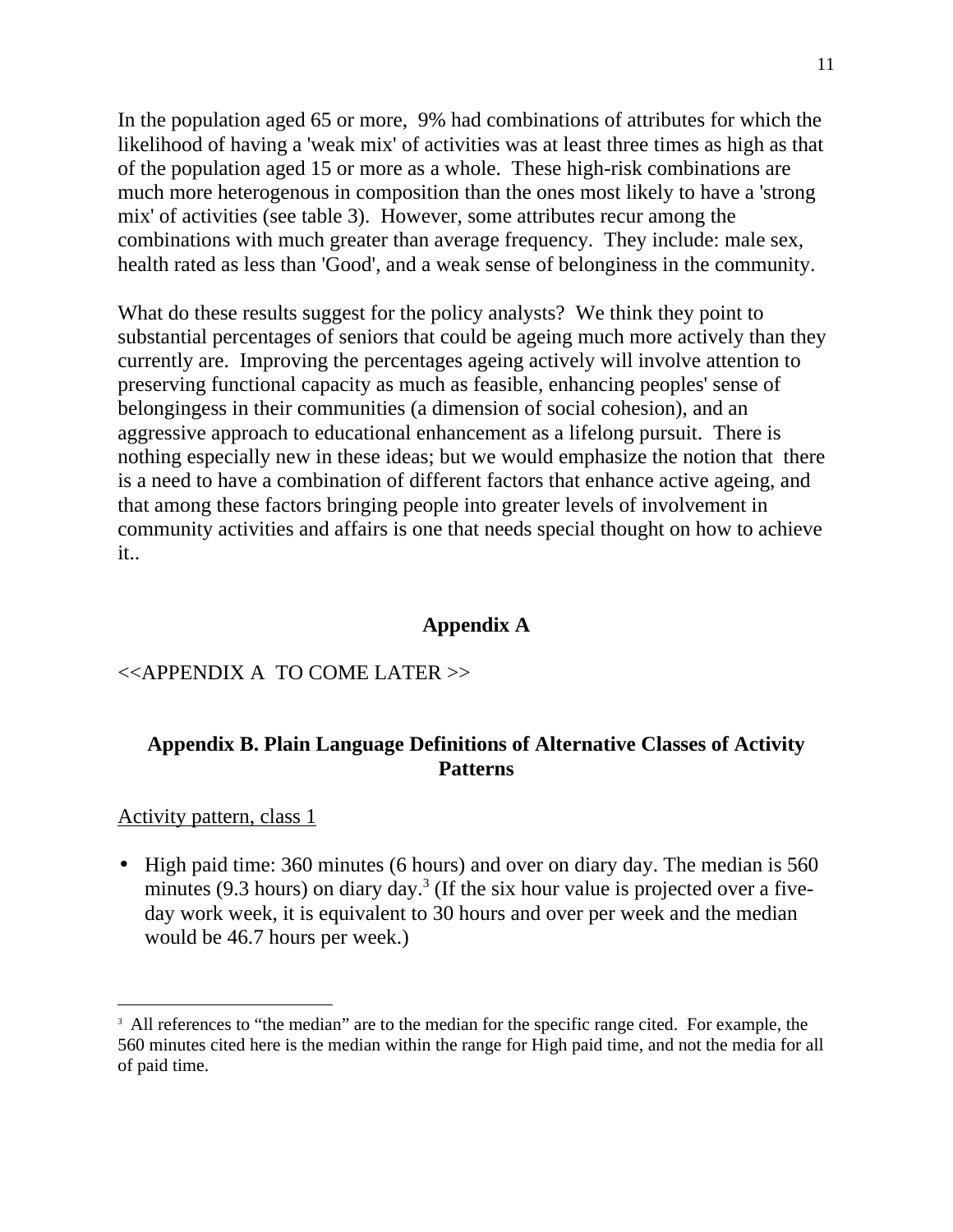In the population aged 65 or more, 9% had combinations of attributes for which the likelihood of having a 'weak mix' of activities was at least three times as high as that of the population aged 15 or more as a whole. These high-risk combinations are much more heterogenous in composition than the ones most likely to have a 'strong mix' of activities (see table 3). However, some attributes recur among the combinations with much greater than average frequency. They include: male sex, health rated as less than 'Good', and a weak sense of belonginess in the community.

What do these results suggest for the policy analysts? We think they point to substantial percentages of seniors that could be ageing much more actively than they currently are. Improving the percentages ageing actively will involve attention to preserving functional capacity as much as feasible, enhancing peoples' sense of belongingess in their communities (a dimension of social cohesion), and an aggressive approach to educational enhancement as a lifelong pursuit. There is nothing especially new in these ideas; but we would emphasize the notion that there is a need to have a combination of different factors that enhance active ageing, and that among these factors bringing people into greater levels of involvement in community activities and affairs is one that needs special thought on how to achieve it..

## Appendix A

<<APPENDIX A TO COME LATER >>

## Appendix B. Plain Language Definitions of Alternative Classes of Activity Patterns

Activity pattern, class 1

- High paid time: 360 minutes (6 hours) and over on diary day. The median is 560 minutes (9.3 hours) on diary day.[3] (If the six hour value is projected over a five-day work week, it is equivalent to 30 hours and over per week and the median would be 46.7 hours per week.)

---

[3] All references to "the median" are to the median for the specific range cited. For example, the 560 minutes cited here is the median within the range for High paid time, and not the media for all of paid time.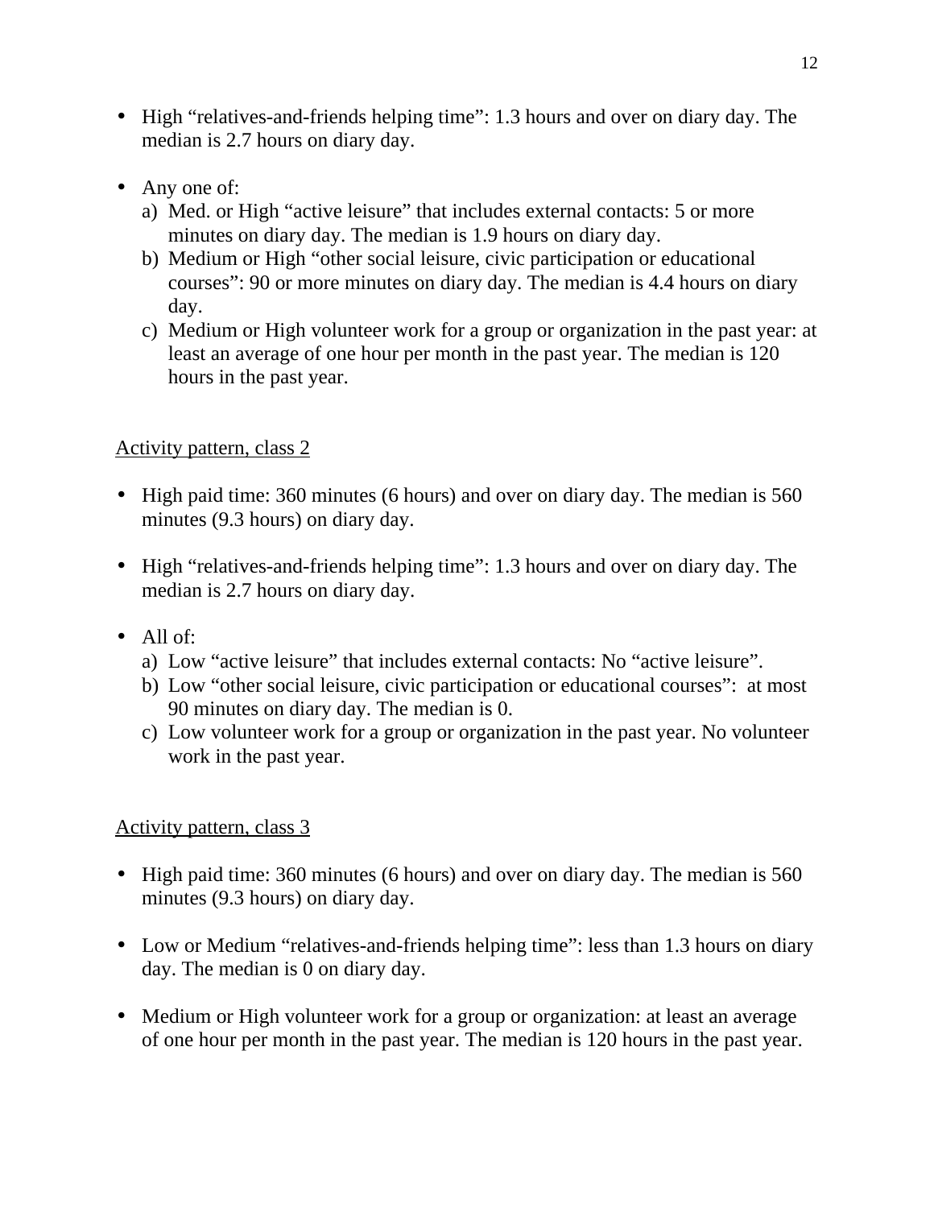- High “relatives-and-friends helping time”: 1.3 hours and over on diary day. The median is 2.7 hours on diary day.

- Any one of:
  a) Med. or High “active leisure” that includes external contacts: 5 or more minutes on diary day. The median is 1.9 hours on diary day.
  b) Medium or High “other social leisure, civic participation or educational courses”: 90 or more minutes on diary day. The median is 4.4 hours on diary day.
  c) Medium or High volunteer work for a group or organization in the past year: at least an average of one hour per month in the past year. The median is 120 hours in the past year.

<u>Activity pattern, class 2</u>

- High paid time: 360 minutes (6 hours) and over on diary day. The median is 560 minutes (9.3 hours) on diary day.

- High “relatives-and-friends helping time”: 1.3 hours and over on diary day. The median is 2.7 hours on diary day.

- All of:
  a) Low “active leisure” that includes external contacts: No “active leisure”.
  b) Low “other social leisure, civic participation or educational courses”: at most 90 minutes on diary day. The median is 0.
  c) Low volunteer work for a group or organization in the past year. No volunteer work in the past year.

<u>Activity pattern, class 3</u>

- High paid time: 360 minutes (6 hours) and over on diary day. The median is 560 minutes (9.3 hours) on diary day.

- Low or Medium “relatives-and-friends helping time”: less than 1.3 hours on diary day. The median is 0 on diary day.

- Medium or High volunteer work for a group or organization: at least an average of one hour per month in the past year. The median is 120 hours in the past year.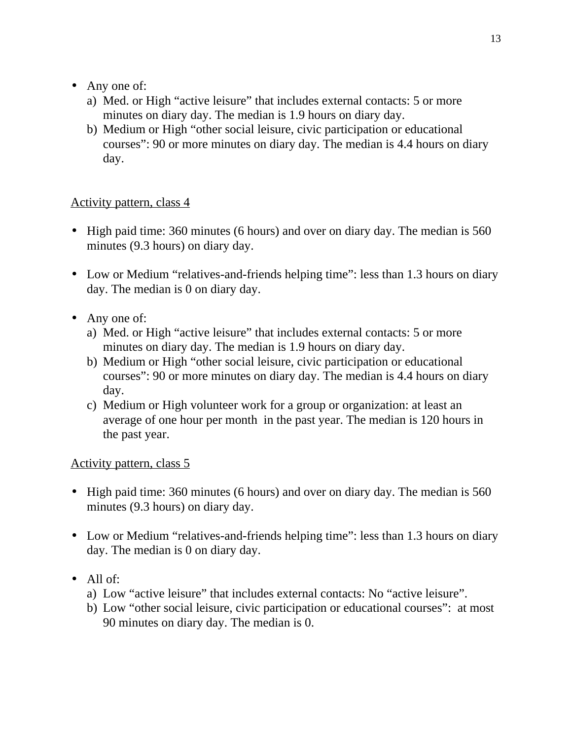- Any one of:
    a) Med. or High "active leisure" that includes external contacts: 5 or more minutes on diary day. The median is 1.9 hours on diary day.
    b) Medium or High "other social leisure, civic participation or educational courses": 90 or more minutes on diary day. The median is 4.4 hours on diary day.

<u>Activity pattern, class 4</u>

- High paid time: 360 minutes (6 hours) and over on diary day. The median is 560 minutes (9.3 hours) on diary day.

- Low or Medium "relatives-and-friends helping time": less than 1.3 hours on diary day. The median is 0 on diary day.

- Any one of:
    a) Med. or High "active leisure" that includes external contacts: 5 or more minutes on diary day. The median is 1.9 hours on diary day.
    b) Medium or High "other social leisure, civic participation or educational courses": 90 or more minutes on diary day. The median is 4.4 hours on diary day.
    c) Medium or High volunteer work for a group or organization: at least an average of one hour per month in the past year. The median is 120 hours in the past year.

<u>Activity pattern, class 5</u>

- High paid time: 360 minutes (6 hours) and over on diary day. The median is 560 minutes (9.3 hours) on diary day.

- Low or Medium "relatives-and-friends helping time": less than 1.3 hours on diary day. The median is 0 on diary day.

- All of:
    a) Low "active leisure" that includes external contacts: No "active leisure".
    b) Low "other social leisure, civic participation or educational courses": at most 90 minutes on diary day. The median is 0.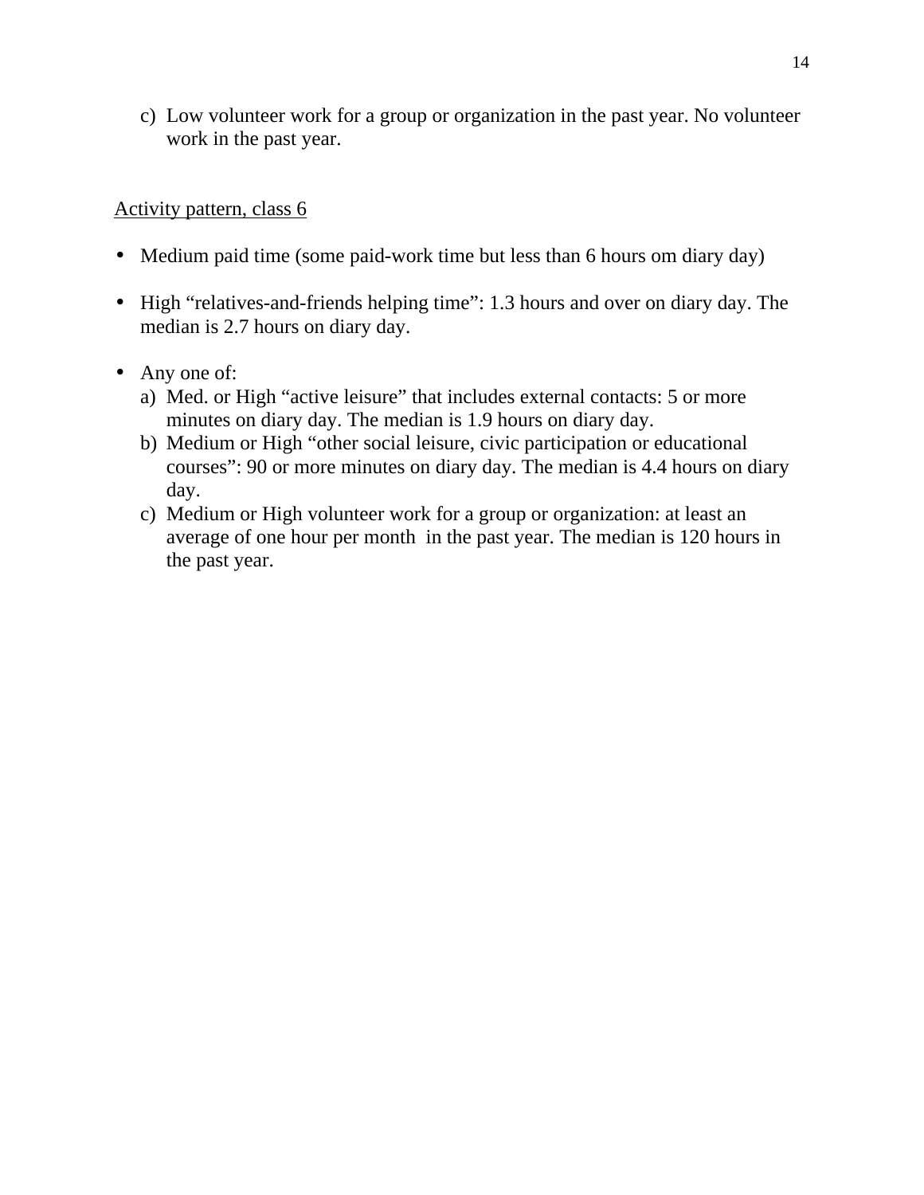c) Low volunteer work for a group or organization in the past year. No volunteer work in the past year.

Activity pattern, class 6

- Medium paid time (some paid-work time but less than 6 hours om diary day)

- High "relatives-and-friends helping time": 1.3 hours and over on diary day. The median is 2.7 hours on diary day.

- Any one of:
  a) Med. or High "active leisure" that includes external contacts: 5 or more minutes on diary day. The median is 1.9 hours on diary day.
  b) Medium or High "other social leisure, civic participation or educational courses": 90 or more minutes on diary day. The median is 4.4 hours on diary day.
  c) Medium or High volunteer work for a group or organization: at least an average of one hour per month in the past year. The median is 120 hours in the past year.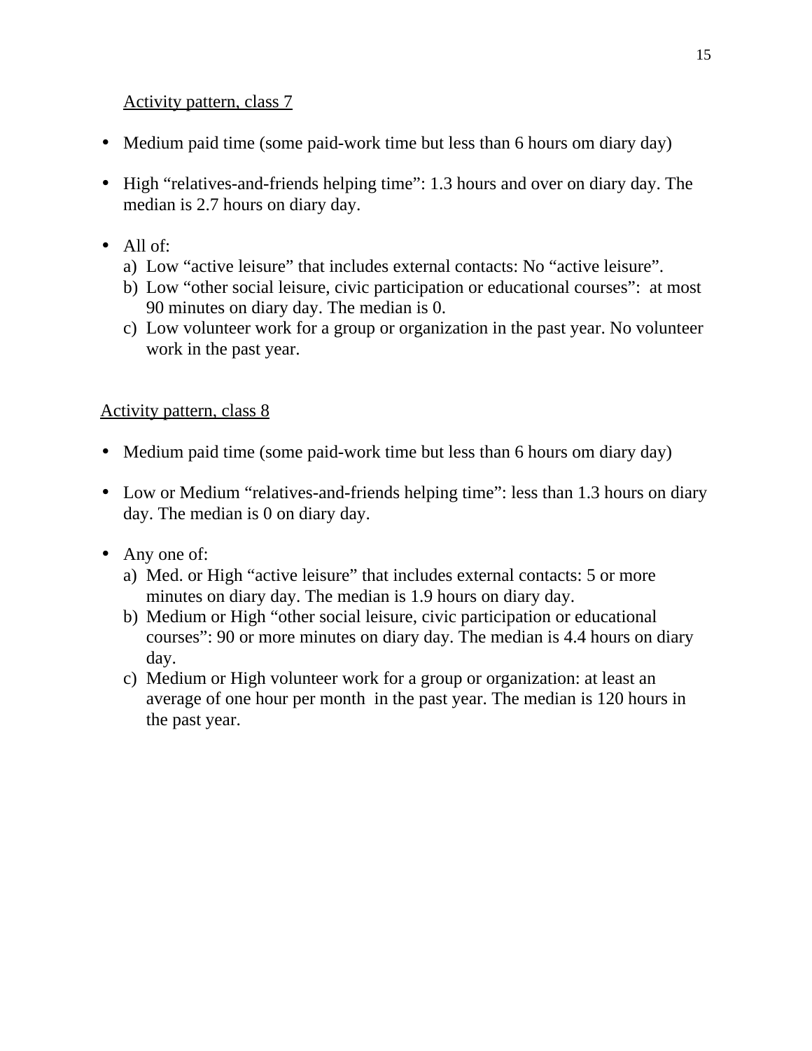<u>Activity pattern, class 7</u>

- Medium paid time (some paid-work time but less than 6 hours om diary day)

- High “relatives-and-friends helping time”: 1.3 hours and over on diary day. The median is 2.7 hours on diary day.

- All of:
  a) Low “active leisure” that includes external contacts: No “active leisure”.
  b) Low “other social leisure, civic participation or educational courses”: at most 90 minutes on diary day. The median is 0.
  c) Low volunteer work for a group or organization in the past year. No volunteer work in the past year.

<u>Activity pattern, class 8</u>

- Medium paid time (some paid-work time but less than 6 hours om diary day)

- Low or Medium “relatives-and-friends helping time”: less than 1.3 hours on diary day. The median is 0 on diary day.

- Any one of:
  a) Med. or High “active leisure” that includes external contacts: 5 or more minutes on diary day. The median is 1.9 hours on diary day.
  b) Medium or High “other social leisure, civic participation or educational courses”: 90 or more minutes on diary day. The median is 4.4 hours on diary day.
  c) Medium or High volunteer work for a group or organization: at least an average of one hour per month in the past year. The median is 120 hours in the past year.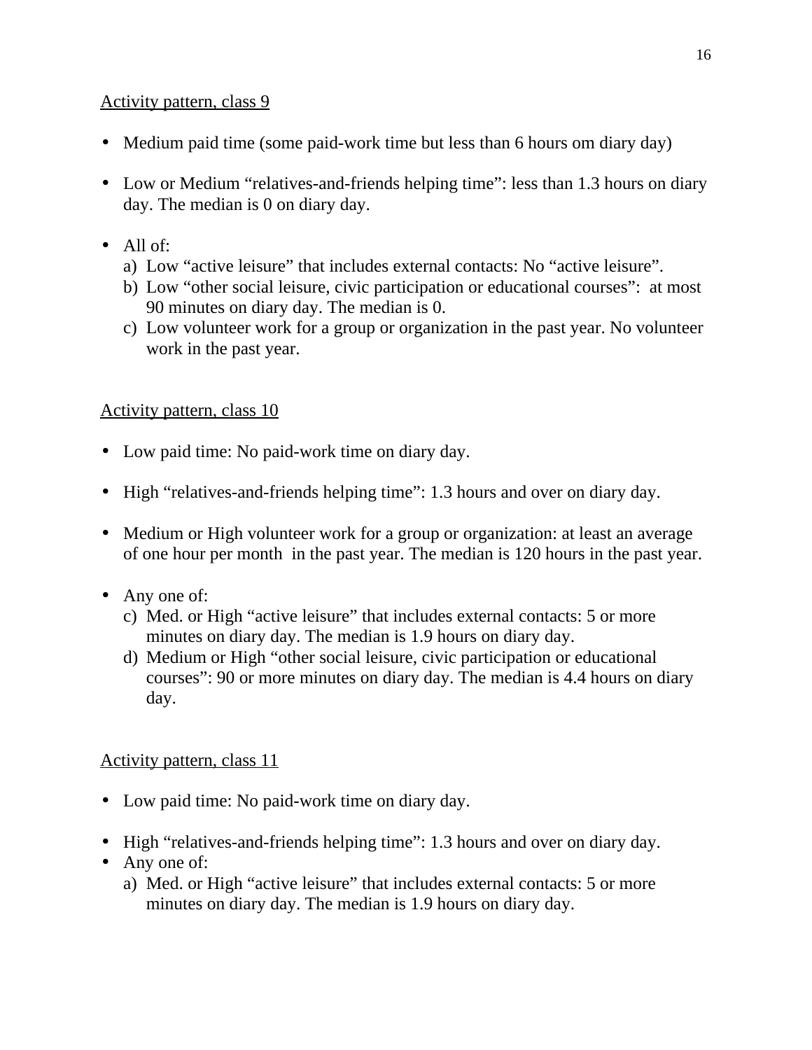Activity pattern, class 9

- Medium paid time (some paid-work time but less than 6 hours om diary day)

- Low or Medium "relatives-and-friends helping time": less than 1.3 hours on diary day. The median is 0 on diary day.

- All of:
  a) Low "active leisure" that includes external contacts: No "active leisure".
  b) Low "other social leisure, civic participation or educational courses": at most 90 minutes on diary day. The median is 0.
  c) Low volunteer work for a group or organization in the past year. No volunteer work in the past year.

Activity pattern, class 10

- Low paid time: No paid-work time on diary day.

- High "relatives-and-friends helping time": 1.3 hours and over on diary day.

- Medium or High volunteer work for a group or organization: at least an average of one hour per month in the past year. The median is 120 hours in the past year.

- Any one of:
  c) Med. or High "active leisure" that includes external contacts: 5 or more minutes on diary day. The median is 1.9 hours on diary day.
  d) Medium or High "other social leisure, civic participation or educational courses": 90 or more minutes on diary day. The median is 4.4 hours on diary day.

Activity pattern, class 11

- Low paid time: No paid-work time on diary day.

- High "relatives-and-friends helping time": 1.3 hours and over on diary day.
- Any one of:
  a) Med. or High "active leisure" that includes external contacts: 5 or more minutes on diary day. The median is 1.9 hours on diary day.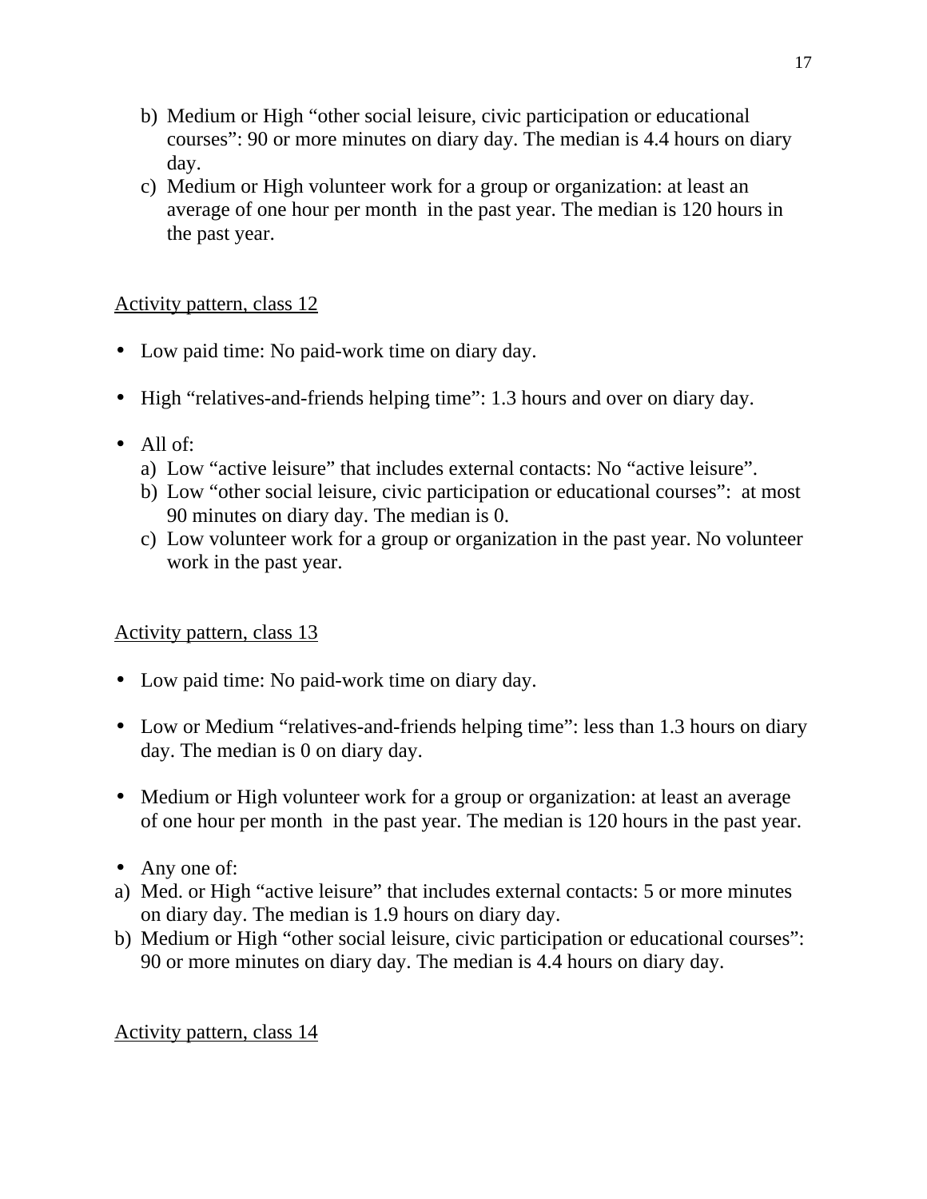b) Medium or High "other social leisure, civic participation or educational courses": 90 or more minutes on diary day. The median is 4.4 hours on diary day.
c) Medium or High volunteer work for a group or organization: at least an average of one hour per month in the past year. The median is 120 hours in the past year.

<u>Activity pattern, class 12</u>

- Low paid time: No paid-work time on diary day.

- High "relatives-and-friends helping time": 1.3 hours and over on diary day.

- All of:
  a) Low "active leisure" that includes external contacts: No "active leisure".
  b) Low "other social leisure, civic participation or educational courses": at most 90 minutes on diary day. The median is 0.
  c) Low volunteer work for a group or organization in the past year. No volunteer work in the past year.

<u>Activity pattern, class 13</u>

- Low paid time: No paid-work time on diary day.

- Low or Medium "relatives-and-friends helping time": less than 1.3 hours on diary day. The median is 0 on diary day.

- Medium or High volunteer work for a group or organization: at least an average of one hour per month in the past year. The median is 120 hours in the past year.

- Any one of:

a) Med. or High "active leisure" that includes external contacts: 5 or more minutes on diary day. The median is 1.9 hours on diary day.
b) Medium or High "other social leisure, civic participation or educational courses": 90 or more minutes on diary day. The median is 4.4 hours on diary day.

<u>Activity pattern, class 14</u>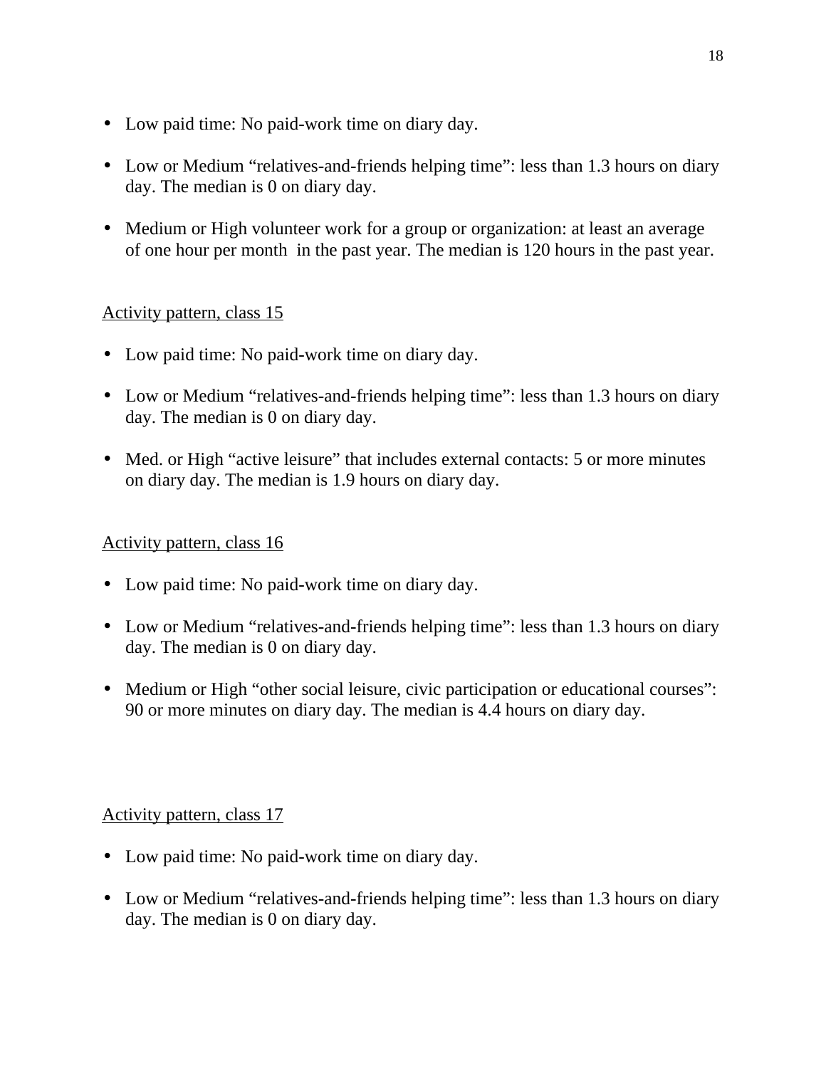- Low paid time: No paid-work time on diary day.

- Low or Medium "relatives-and-friends helping time": less than 1.3 hours on diary day. The median is 0 on diary day.

- Medium or High volunteer work for a group or organization: at least an average of one hour per month in the past year. The median is 120 hours in the past year.

Activity pattern, class 15

- Low paid time: No paid-work time on diary day.

- Low or Medium "relatives-and-friends helping time": less than 1.3 hours on diary day. The median is 0 on diary day.

- Med. or High "active leisure" that includes external contacts: 5 or more minutes on diary day. The median is 1.9 hours on diary day.

Activity pattern, class 16

- Low paid time: No paid-work time on diary day.

- Low or Medium "relatives-and-friends helping time": less than 1.3 hours on diary day. The median is 0 on diary day.

- Medium or High "other social leisure, civic participation or educational courses": 90 or more minutes on diary day. The median is 4.4 hours on diary day.

Activity pattern, class 17

- Low paid time: No paid-work time on diary day.

- Low or Medium "relatives-and-friends helping time": less than 1.3 hours on diary day. The median is 0 on diary day.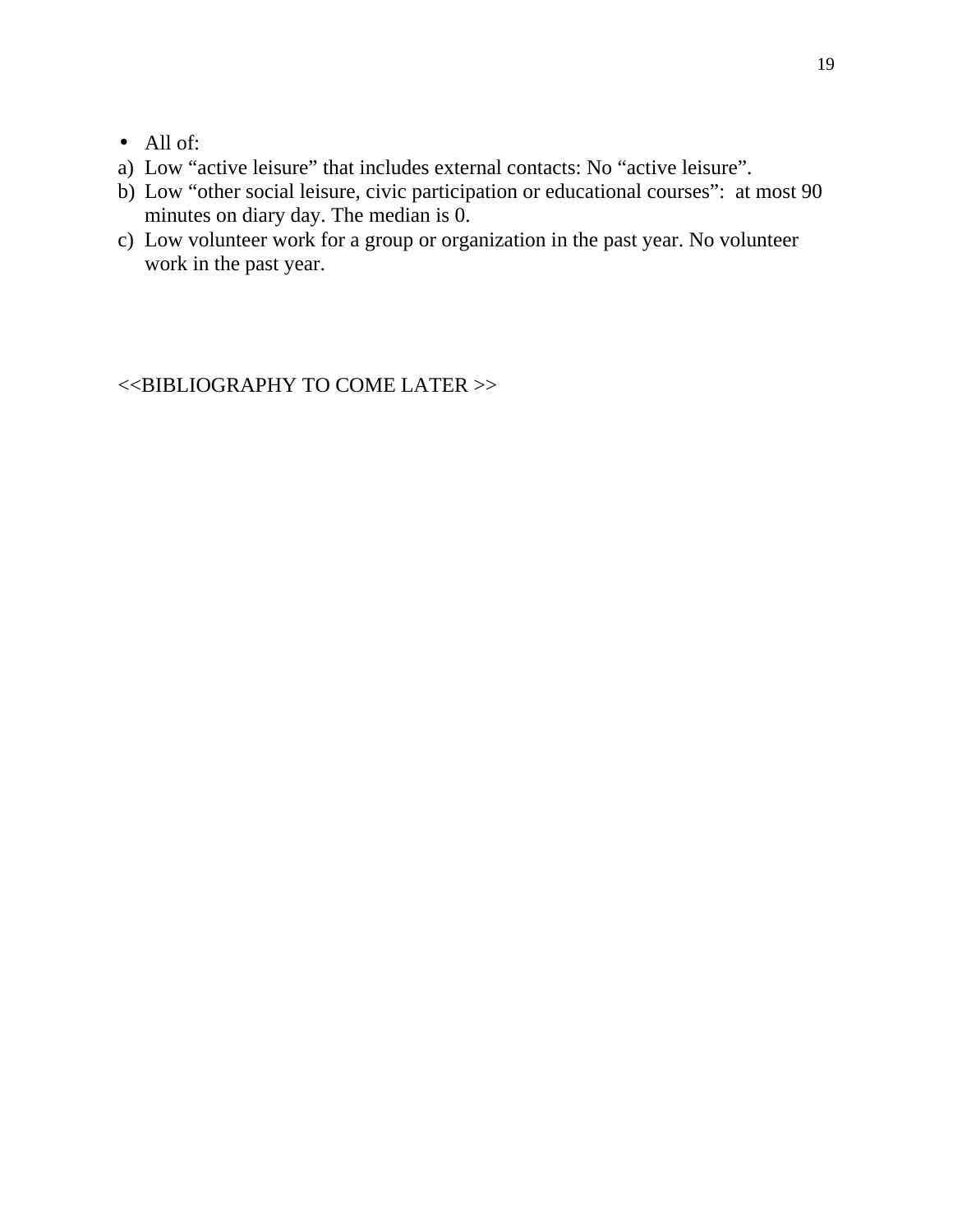- All of:

a) Low “active leisure” that includes external contacts: No “active leisure”.
b) Low “other social leisure, civic participation or educational courses”: at most 90 minutes on diary day. The median is 0.
c) Low volunteer work for a group or organization in the past year. No volunteer work in the past year.

<<BIBLIOGRAPHY TO COME LATER >>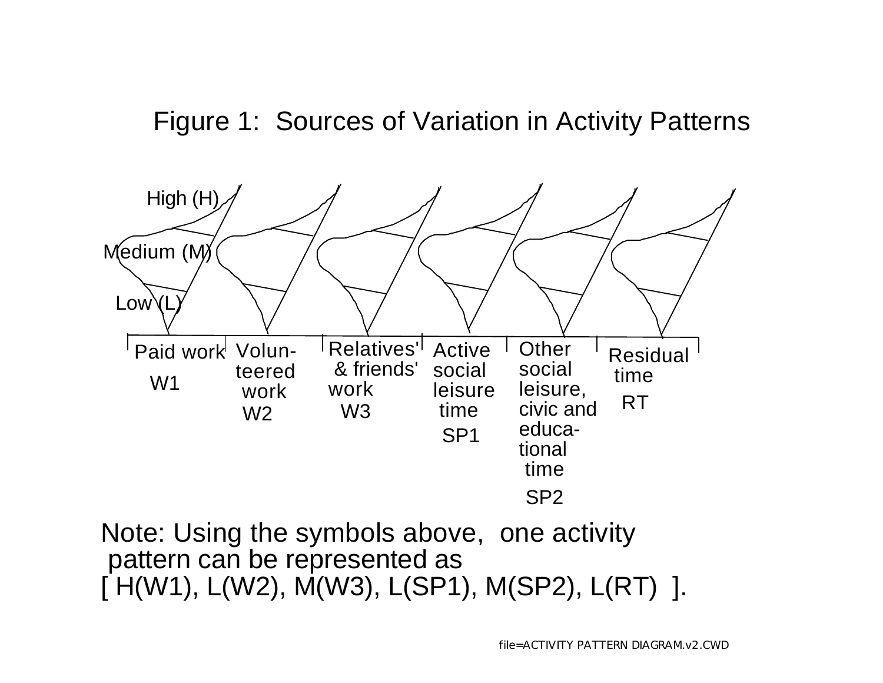# Figure 1: Sources of Variation in Activity Patterns

High (H)

Medium (M)

Low (L)

| Paid work W1 | Volun-teered work W2 | Relatives' & friends' work W3 | Active social leisure time SP1 | Other social leisure, civic and educa-tional time SP2 | Residual time RT |
|---|---|---|---|---|---|

Note: Using the symbols above, one activity pattern can be represented as
[ H(W1), L(W2), M(W3), L(SP1), M(SP2), L(RT) ].

file=ACTIVITY PATTERN DIAGRAM.v2.CWD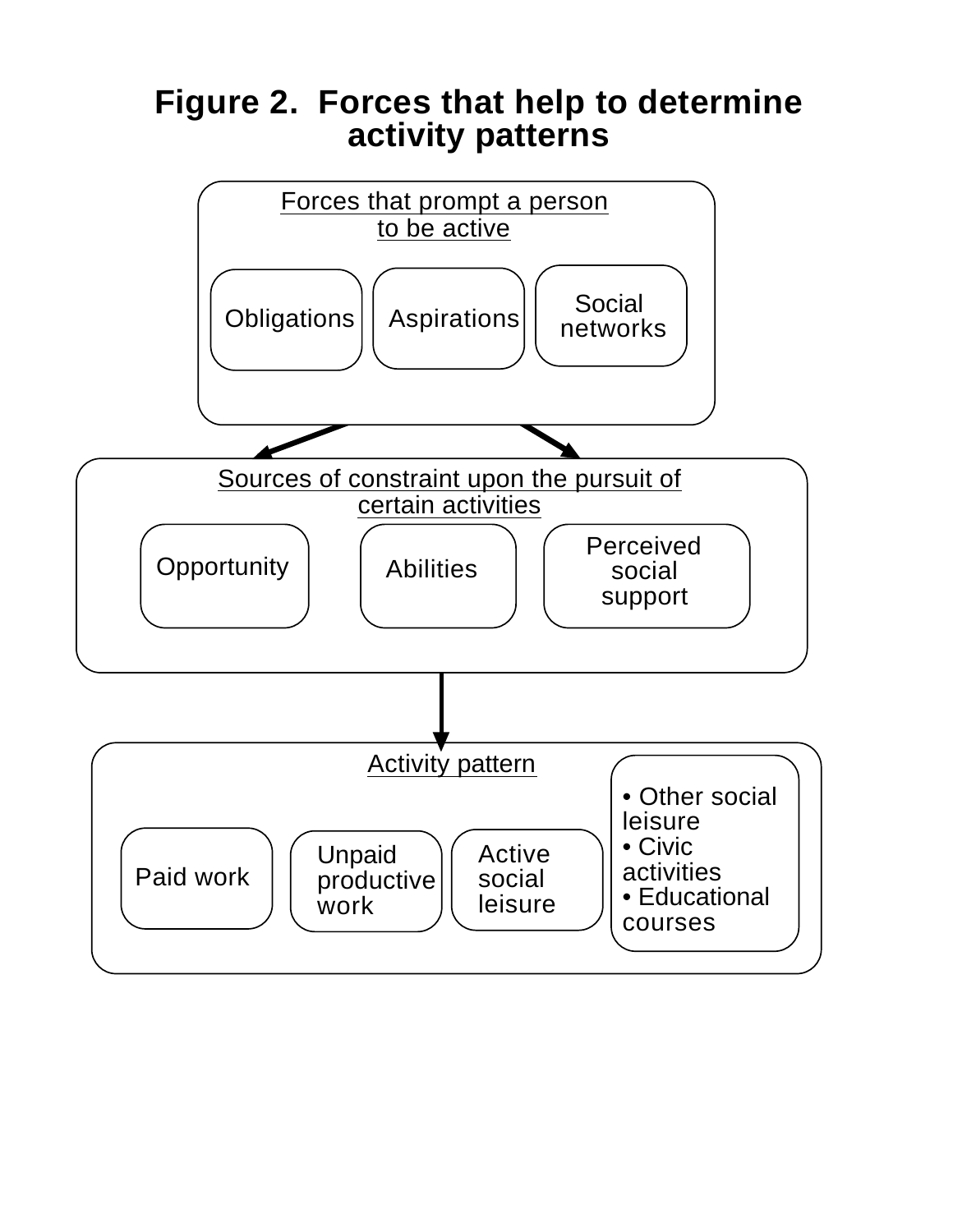# Figure 2. Forces that help to determine activity patterns

Forces that prompt a person to be active

- Obligations
- Aspirations
- Social networks

Sources of constraint upon the pursuit of certain activities

- Opportunity
- Abilities
- Perceived social support

Activity pattern

- Paid work
- Unpaid productive work
- Active social leisure
- • Other social leisure
  • Civic activities
  • Educational courses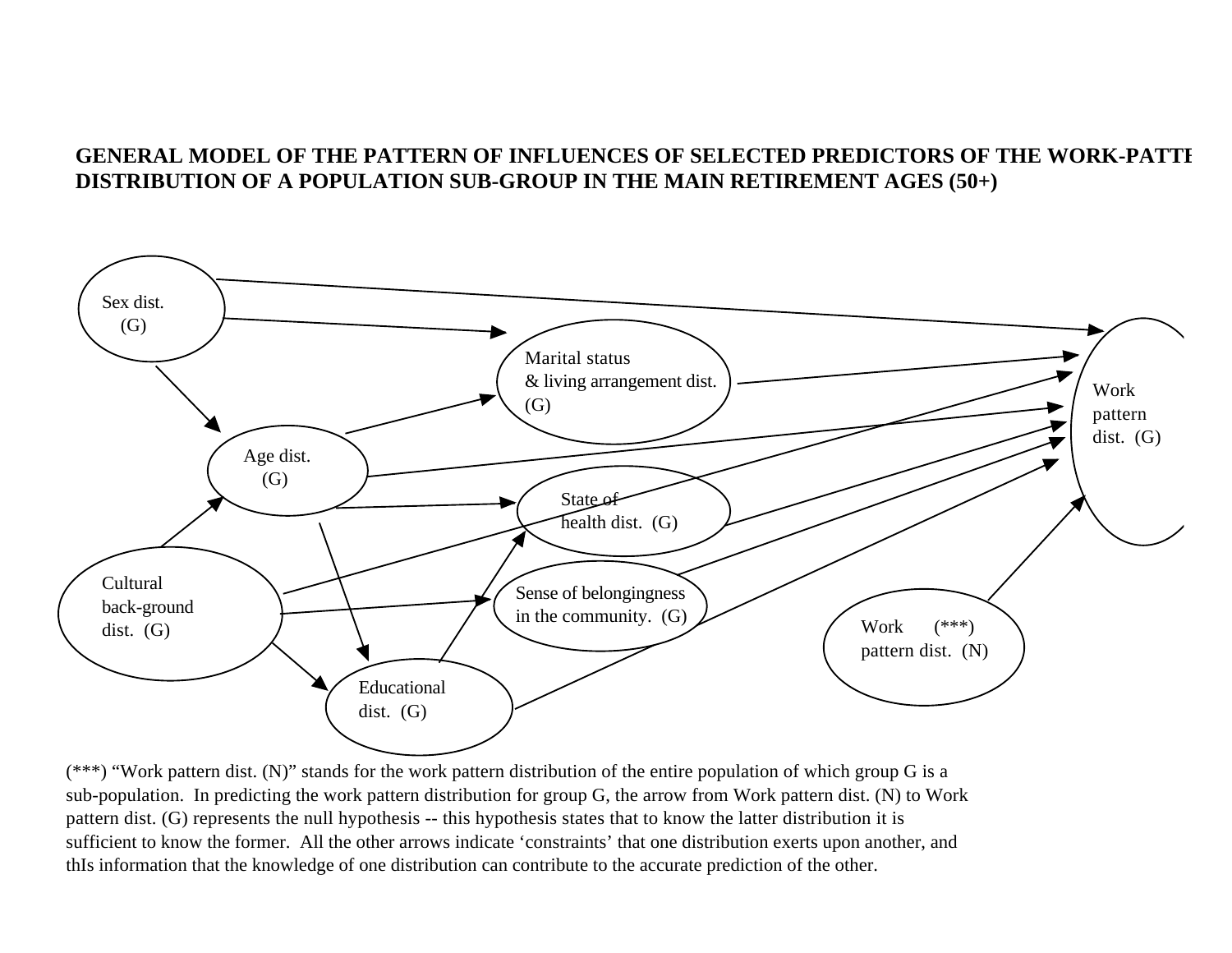**GENERAL MODEL OF THE PATTERN OF INFLUENCES OF SELECTED PREDICTORS OF THE WORK-PATTE DISTRIBUTION OF A POPULATION SUB-GROUP IN THE MAIN RETIREMENT AGES (50+)**

Sex dist. (G)

Marital status & living arrangement dist. (G)

Work pattern dist. (G)

Age dist. (G)

State of health dist. (G)

Cultural back-ground dist. (G)

Sense of belongingness in the community. (G)

Work (***) pattern dist. (N)

Educational dist. (G)

(***) “Work pattern dist. (N)” stands for the work pattern distribution of the entire population of which group G is a sub-population. In predicting the work pattern distribution for group G, the arrow from Work pattern dist. (N) to Work pattern dist. (G) represents the null hypothesis -- this hypothesis states that to know the latter distribution it is sufficient to know the former. All the other arrows indicate ‘constraints’ that one distribution exerts upon another, and thIs information that the knowledge of one distribution can contribute to the accurate prediction of the other.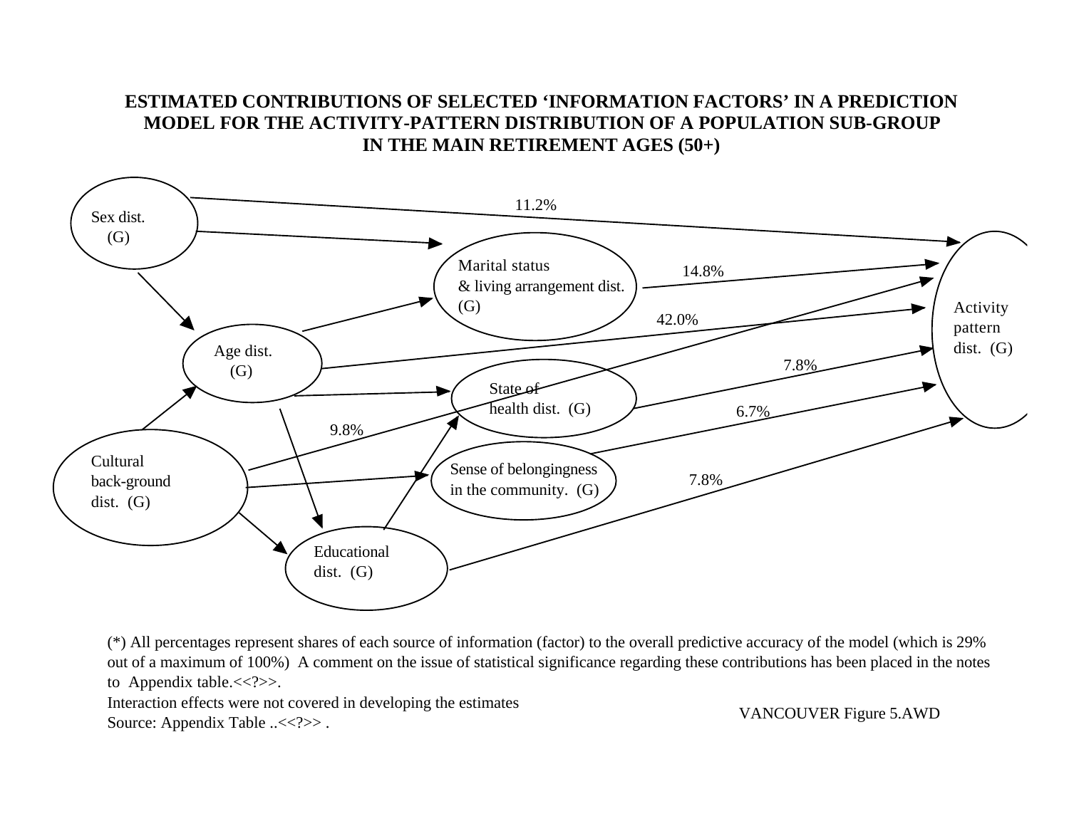# ESTIMATED CONTRIBUTIONS OF SELECTED 'INFORMATION FACTORS' IN A PREDICTION MODEL FOR THE ACTIVITY-PATTERN DISTRIBUTION OF A POPULATION SUB-GROUP IN THE MAIN RETIREMENT AGES (50+)

Sex dist. (G)

Marital status & living arrangement dist. (G)

Age dist. (G)

State of health dist. (G)

Cultural back-ground dist. (G)

Sense of belongingness in the community. (G)

Educational dist. (G)

Activity pattern dist. (G)

11.2%

14.8%

42.0%

7.8%

6.7%

9.8%

7.8%

(*) All percentages represent shares of each source of information (factor) to the overall predictive accuracy of the model (which is 29% out of a maximum of 100%) A comment on the issue of statistical significance regarding these contributions has been placed in the notes to Appendix table.<<?>>.

Interaction effects were not covered in developing the estimates

Source: Appendix Table ..<<?>> .

VANCOUVER Figure 5.AWD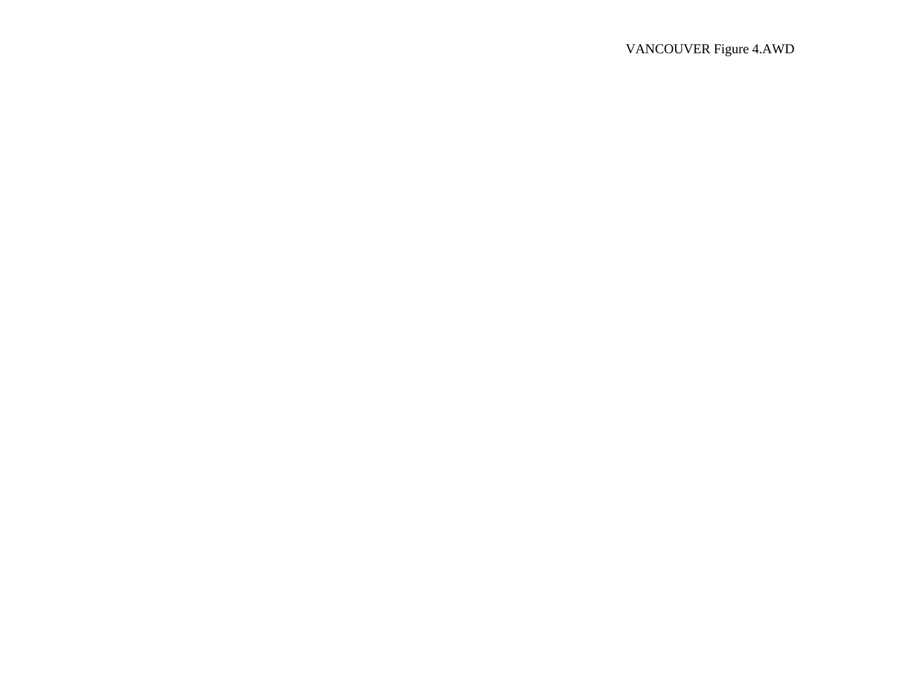VANCOUVER Figure 4.AWD